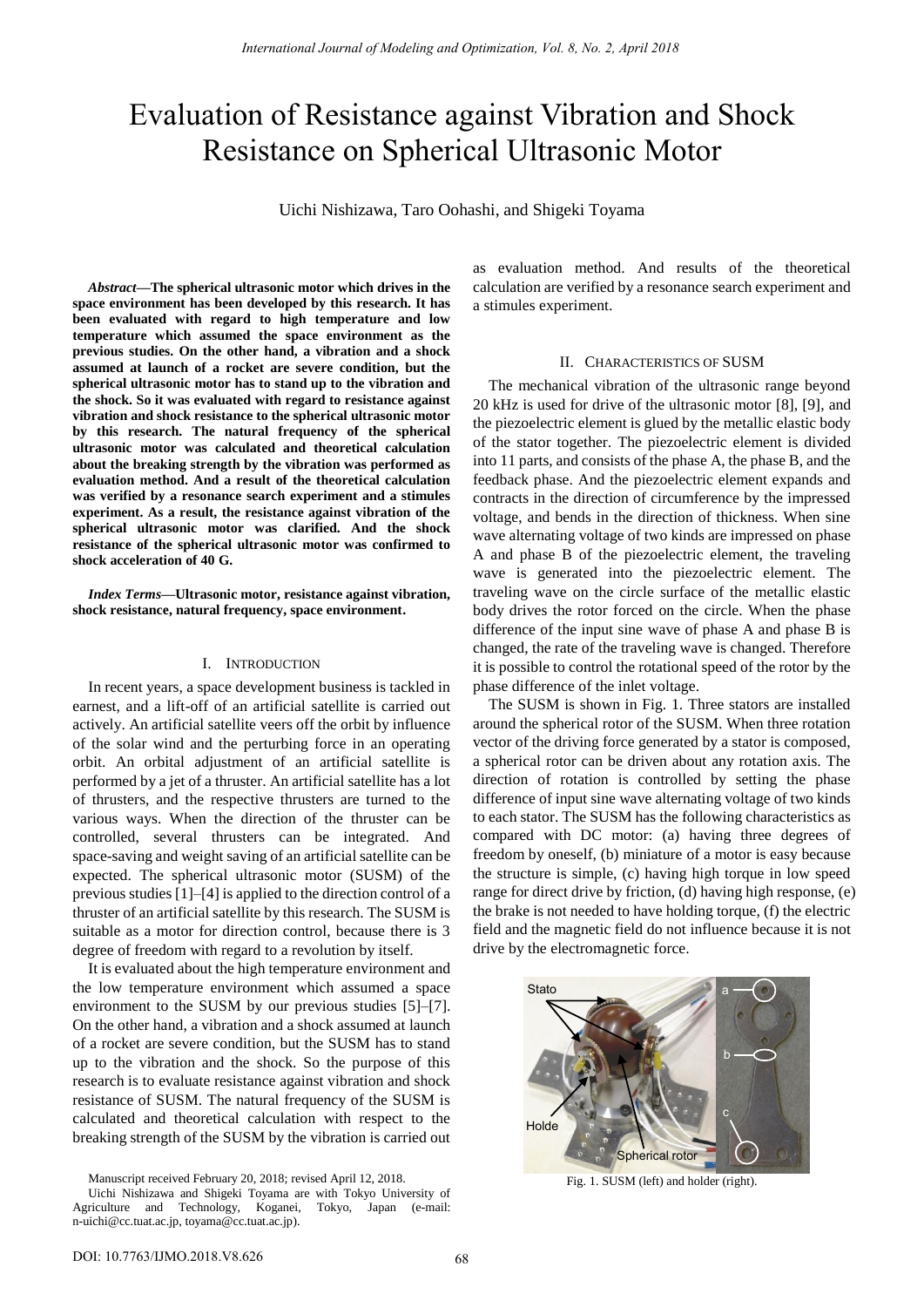# Evaluation of Resistance against Vibration and Shock Resistance on Spherical Ultrasonic Motor

Uichi Nishizawa, Taro Oohashi, and Shigeki Toyama

***Abstract*—The spherical ultrasonic motor which drives in the space environment has been developed by this research. It has been evaluated with regard to high temperature and low temperature which assumed the space environment as the previous studies. On the other hand, a vibration and a shock assumed at launch of a rocket are severe condition, but the spherical ultrasonic motor has to stand up to the vibration and the shock. So it was evaluated with regard to resistance against vibration and shock resistance to the spherical ultrasonic motor by this research. The natural frequency of the spherical ultrasonic motor was calculated and theoretical calculation about the breaking strength by the vibration was performed as evaluation method. And a result of the theoretical calculation was verified by a resonance search experiment and a stimules experiment. As a result, the resistance against vibration of the spherical ultrasonic motor was clarified. And the shock resistance of the spherical ultrasonic motor was confirmed to shock acceleration of 40 G.**

***Index Terms*—Ultrasonic motor, resistance against vibration, shock resistance, natural frequency, space environment.**

## I. Introduction

In recent years, a space development business is tackled in earnest, and a lift-off of an artificial satellite is carried out actively. An artificial satellite veers off the orbit by influence of the solar wind and the perturbing force in an operating orbit. An orbital adjustment of an artificial satellite is performed by a jet of a thruster. An artificial satellite has a lot of thrusters, and the respective thrusters are turned to the various ways. When the direction of the thruster can be controlled, several thrusters can be integrated. And space-saving and weight saving of an artificial satellite can be expected. The spherical ultrasonic motor (SUSM) of the previous studies [1]–[4] is applied to the direction control of a thruster of an artificial satellite by this research. The SUSM is suitable as a motor for direction control, because there is 3 degree of freedom with regard to a revolution by itself.

It is evaluated about the high temperature environment and the low temperature environment which assumed a space environment to the SUSM by our previous studies [5]–[7]. On the other hand, a vibration and a shock assumed at launch of a rocket are severe condition, but the SUSM has to stand up to the vibration and the shock. So the purpose of this research is to evaluate resistance against vibration and shock resistance of SUSM. The natural frequency of the SUSM is calculated and theoretical calculation with respect to the breaking strength of the SUSM by the vibration is carried out as evaluation method. And results of the theoretical calculation are verified by a resonance search experiment and a stimules experiment.

Manuscript received February 20, 2018; revised April 12, 2018.

Uichi Nishizawa and Shigeki Toyama are with Tokyo University of Agriculture and Technology, Koganei, Tokyo, Japan (e-mail: n-uichi@cc.tuat.ac.jp, toyama@cc.tuat.ac.jp).

## II. Characteristics of SUSM

The mechanical vibration of the ultrasonic range beyond 20 kHz is used for drive of the ultrasonic motor [8], [9], and the piezoelectric element is glued by the metallic elastic body of the stator together. The piezoelectric element is divided into 11 parts, and consists of the phase A, the phase B, and the feedback phase. And the piezoelectric element expands and contracts in the direction of circumference by the impressed voltage, and bends in the direction of thickness. When sine wave alternating voltage of two kinds are impressed on phase A and phase B of the piezoelectric element, the traveling wave is generated into the piezoelectric element. The traveling wave on the circle surface of the metallic elastic body drives the rotor forced on the circle. When the phase difference of the input sine wave of phase A and phase B is changed, the rate of the traveling wave is changed. Therefore it is possible to control the rotational speed of the rotor by the phase difference of the inlet voltage.

The SUSM is shown in Fig. 1. Three stators are installed around the spherical rotor of the SUSM. When three rotation vector of the driving force generated by a stator is composed, a spherical rotor can be driven about any rotation axis. The direction of rotation is controlled by setting the phase difference of input sine wave alternating voltage of two kinds to each stator. The SUSM has the following characteristics as compared with DC motor: (a) having three degrees of freedom by oneself, (b) miniature of a motor is easy because the structure is simple, (c) having high torque in low speed range for direct drive by friction, (d) having high response, (e) the brake is not needed to have holding torque, (f) the electric field and the magnetic field do not influence because it is not drive by the electromagnetic force.

Fig. 1. SUSM (left) and holder (right).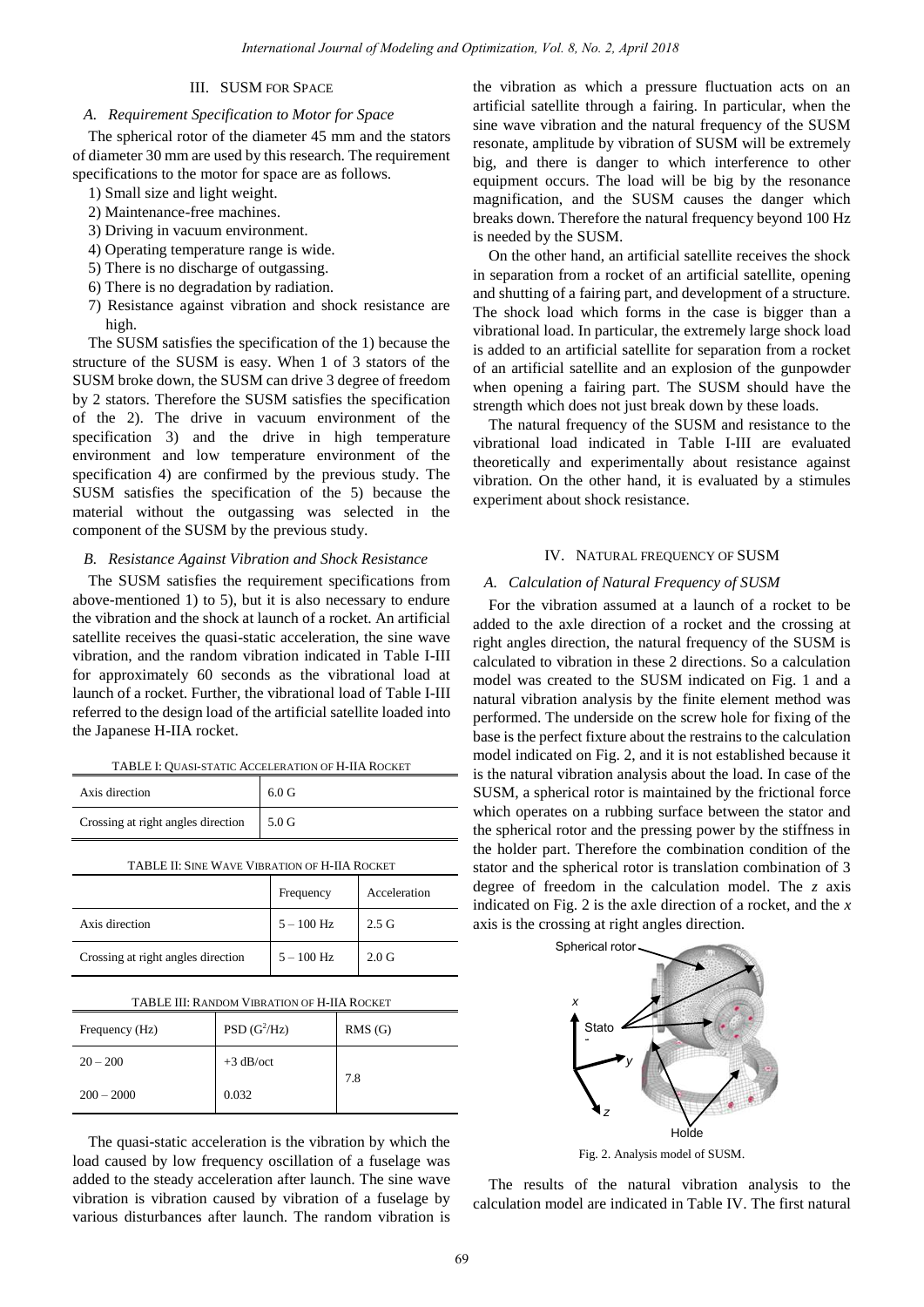## III. SUSM FOR SPACE

### A. Requirement Specification to Motor for Space

The spherical rotor of the diameter 45 mm and the stators of diameter 30 mm are used by this research. The requirement specifications to the motor for space are as follows.

1) Small size and light weight.
2) Maintenance-free machines.
3) Driving in vacuum environment.
4) Operating temperature range is wide.
5) There is no discharge of outgassing.
6) There is no degradation by radiation.
7) Resistance against vibration and shock resistance are high.

The SUSM satisfies the specification of the 1) because the structure of the SUSM is easy. When 1 of 3 stators of the SUSM broke down, the SUSM can drive 3 degree of freedom by 2 stators. Therefore the SUSM satisfies the specification of the 2). The drive in vacuum environment of the specification 3) and the drive in high temperature environment and low temperature environment of the specification 4) are confirmed by the previous study. The SUSM satisfies the specification of the 5) because the material without the outgassing was selected in the component of the SUSM by the previous study.

### B. Resistance Against Vibration and Shock Resistance

The SUSM satisfies the requirement specifications from above-mentioned 1) to 5), but it is also necessary to endure the vibration and the shock at launch of a rocket. An artificial satellite receives the quasi-static acceleration, the sine wave vibration, and the random vibration indicated in Table I-III for approximately 60 seconds as the vibrational load at launch of a rocket. Further, the vibrational load of Table I-III referred to the design load of the artificial satellite loaded into the Japanese H-IIA rocket.

TABLE I: QUASI-STATIC ACCELERATION OF H-IIA ROCKET

| | |
|---|---|
| Axis direction | 6.0 G |
| Crossing at right angles direction | 5.0 G |

TABLE II: SINE WAVE VIBRATION OF H-IIA ROCKET

| | Frequency | Acceleration |
|---|---|---|
| Axis direction | 5 – 100 Hz | 2.5 G |
| Crossing at right angles direction | 5 – 100 Hz | 2.0 G |

TABLE III: RANDOM VIBRATION OF H-IIA ROCKET

| Frequency (Hz) | PSD ($G^2$/Hz) | RMS (G) |
|---|---|---|
| 20 – 200 | +3 dB/oct | 7.8 |
| 200 – 2000 | 0.032 | |

The quasi-static acceleration is the vibration by which the load caused by low frequency oscillation of a fuselage was added to the steady acceleration after launch. The sine wave vibration is vibration caused by vibration of a fuselage by various disturbances after launch. The random vibration is the vibration as which a pressure fluctuation acts on an artificial satellite through a fairing. In particular, when the sine wave vibration and the natural frequency of the SUSM resonate, amplitude by vibration of SUSM will be extremely big, and there is danger to which interference to other equipment occurs. The load will be big by the resonance magnification, and the SUSM causes the danger which breaks down. Therefore the natural frequency beyond 100 Hz is needed by the SUSM.

On the other hand, an artificial satellite receives the shock in separation from a rocket of an artificial satellite, opening and shutting of a fairing part, and development of a structure. The shock load which forms in the case is bigger than a vibrational load. In particular, the extremely large shock load is added to an artificial satellite for separation from a rocket of an artificial satellite and an explosion of the gunpowder when opening a fairing part. The SUSM should have the strength which does not just break down by these loads.

The natural frequency of the SUSM and resistance to the vibrational load indicated in Table I-III are evaluated theoretically and experimentally about resistance against vibration. On the other hand, it is evaluated by a stimules experiment about shock resistance.

## IV. NATURAL FREQUENCY OF SUSM

### A. Calculation of Natural Frequency of SUSM

For the vibration assumed at a launch of a rocket to be added to the axle direction of a rocket and the crossing at right angles direction, the natural frequency of the SUSM is calculated to vibration in these 2 directions. So a calculation model was created to the SUSM indicated on Fig. 1 and a natural vibration analysis by the finite element method was performed. The underside on the screw hole for fixing of the base is the perfect fixture about the restrains to the calculation model indicated on Fig. 2, and it is not established because it is the natural vibration analysis about the load. In case of the SUSM, a spherical rotor is maintained by the frictional force which operates on a rubbing surface between the stator and the spherical rotor and the pressing power by the stiffness in the holder part. Therefore the combination condition of the stator and the spherical rotor is translation combination of 3 degree of freedom in the calculation model. The $z$ axis indicated on Fig. 2 is the axle direction of a rocket, and the $x$ axis is the crossing at right angles direction.

Fig. 2. Analysis model of SUSM.

The results of the natural vibration analysis to the calculation model are indicated in Table IV. The first natural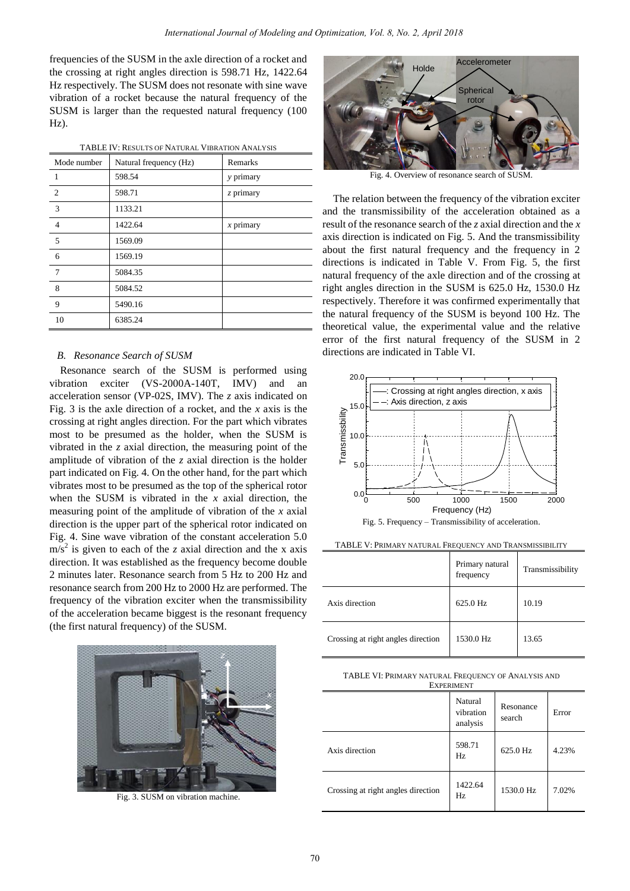frequencies of the SUSM in the axle direction of a rocket and the crossing at right angles direction is 598.71 Hz, 1422.64 Hz respectively. The SUSM does not resonate with sine wave vibration of a rocket because the natural frequency of the SUSM is larger than the requested natural frequency (100 Hz).

TABLE IV: RESULTS OF NATURAL VIBRATION ANALYSIS

| Mode number | Natural frequency (Hz) | Remarks |
|---|---|---|
| 1 | 598.54 | *y* primary |
| 2 | 598.71 | *z* primary |
| 3 | 1133.21 | |
| 4 | 1422.64 | *x* primary |
| 5 | 1569.09 | |
| 6 | 1569.19 | |
| 7 | 5084.35 | |
| 8 | 5084.52 | |
| 9 | 5490.16 | |
| 10 | 6385.24 | |

### *B. Resonance Search of SUSM*

Resonance search of the SUSM is performed using vibration exciter (VS-2000A-140T, IMV) and an acceleration sensor (VP-02S, IMV). The *z* axis indicated on Fig. 3 is the axle direction of a rocket, and the *x* axis is the crossing at right angles direction. For the part which vibrates most to be presumed as the holder, when the SUSM is vibrated in the *z* axial direction, the measuring point of the amplitude of vibration of the *z* axial direction is the holder part indicated on Fig. 4. On the other hand, for the part which vibrates most to be presumed as the top of the spherical rotor when the SUSM is vibrated in the *x* axial direction, the measuring point of the amplitude of vibration of the *x* axial direction is the upper part of the spherical rotor indicated on Fig. 4. Sine wave vibration of the constant acceleration 5.0 $m/s^2$ is given to each of the *z* axial direction and the x axis direction. It was established as the frequency become double 2 minutes later. Resonance search from 5 Hz to 200 Hz and resonance search from 200 Hz to 2000 Hz are performed. The frequency of the vibration exciter when the transmissibility of the acceleration became biggest is the resonant frequency (the first natural frequency) of the SUSM.

Fig. 3. SUSM on vibration machine.

Fig. 4. Overview of resonance search of SUSM.

The relation between the frequency of the vibration exciter and the transmissibility of the acceleration obtained as a result of the resonance search of the *z* axial direction and the *x* axis direction is indicated on Fig. 5. And the transmissibility about the first natural frequency and the frequency in 2 directions is indicated in Table V. From Fig. 5, the first natural frequency of the axle direction and of the crossing at right angles direction in the SUSM is 625.0 Hz, 1530.0 Hz respectively. Therefore it was confirmed experimentally that the natural frequency of the SUSM is beyond 100 Hz. The theoretical value, the experimental value and the relative error of the first natural frequency of the SUSM in 2 directions are indicated in Table VI.

Fig. 5. Frequency – Transmissibility of acceleration.

TABLE V: PRIMARY NATURAL FREQUENCY AND TRANSMISSIBILITY

| | Primary natural frequency | Transmissibility |
|---|---|---|
| Axis direction | 625.0 Hz | 10.19 |
| Crossing at right angles direction | 1530.0 Hz | 13.65 |

TABLE VI: PRIMARY NATURAL FREQUENCY OF ANALYSIS AND EXPERIMENT

| | Natural vibration analysis | Resonance search | Error |
|---|---|---|---|
| Axis direction | 598.71 Hz | 625.0 Hz | 4.23% |
| Crossing at right angles direction | 1422.64 Hz | 1530.0 Hz | 7.02% |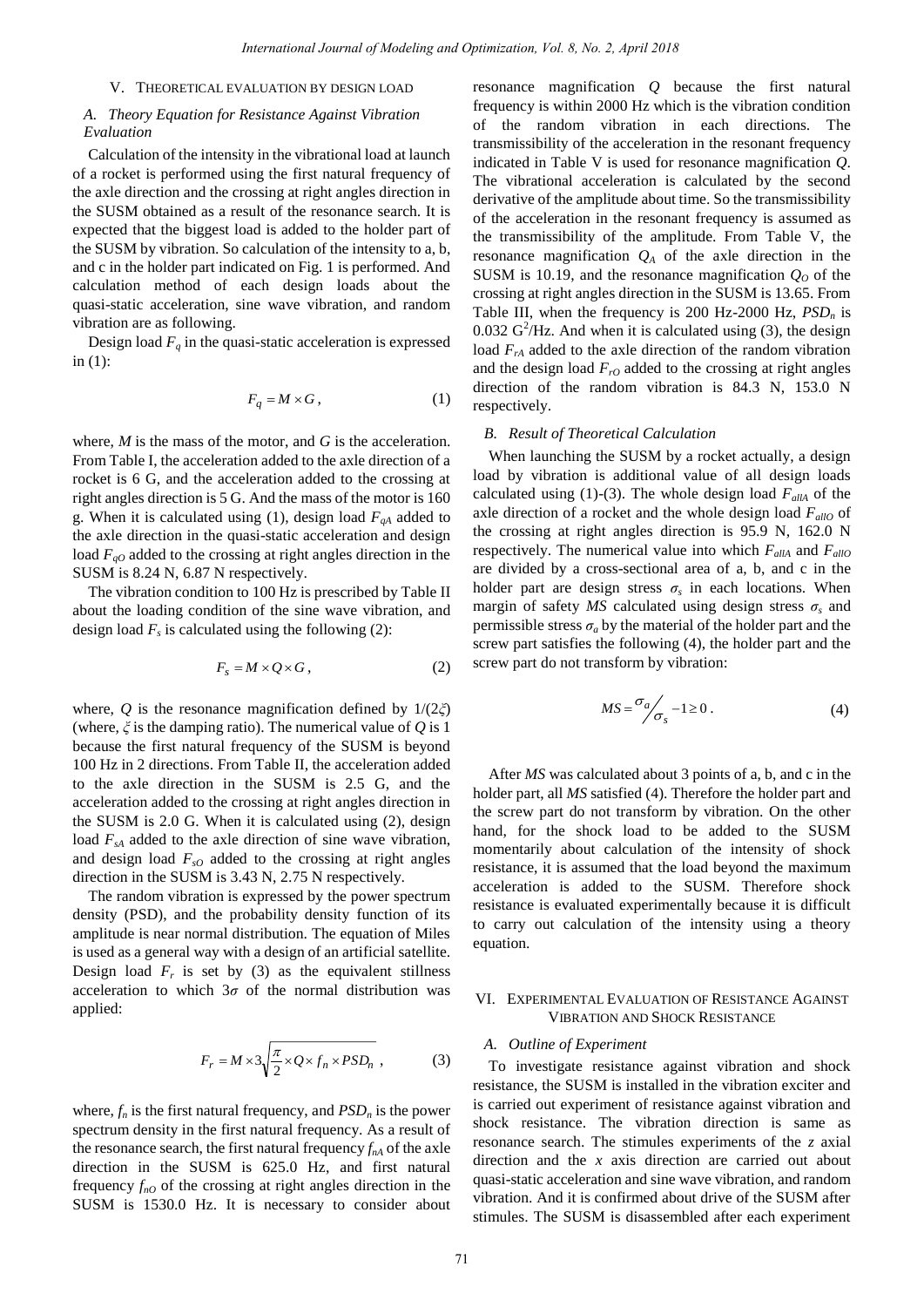## V. Theoretical Evaluation by Design Load

### A. Theory Equation for Resistance Against Vibration Evaluation

Calculation of the intensity in the vibrational load at launch of a rocket is performed using the first natural frequency of the axle direction and the crossing at right angles direction in the SUSM obtained as a result of the resonance search. It is expected that the biggest load is added to the holder part of the SUSM by vibration. So calculation of the intensity to a, b, and c in the holder part indicated on Fig. 1 is performed. And calculation method of each design loads about the quasi-static acceleration, sine wave vibration, and random vibration are as following.

Design load $F_q$ in the quasi-static acceleration is expressed in (1):

$$F_q = M \times G, \tag{1}$$

where, $M$ is the mass of the motor, and $G$ is the acceleration. From Table I, the acceleration added to the axle direction of a rocket is 6 G, and the acceleration added to the crossing at right angles direction is 5 G. And the mass of the motor is 160 g. When it is calculated using (1), design load $F_{qA}$ added to the axle direction in the quasi-static acceleration and design load $F_{qO}$ added to the crossing at right angles direction in the SUSM is 8.24 N, 6.87 N respectively.

The vibration condition to 100 Hz is prescribed by Table II about the loading condition of the sine wave vibration, and design load $F_s$ is calculated using the following (2):

$$F_s = M \times Q \times G, \tag{2}$$

where, $Q$ is the resonance magnification defined by $1/(2\xi)$ (where, $\xi$ is the damping ratio). The numerical value of $Q$ is 1 because the first natural frequency of the SUSM is beyond 100 Hz in 2 directions. From Table II, the acceleration added to the axle direction in the SUSM is 2.5 G, and the acceleration added to the crossing at right angles direction in the SUSM is 2.0 G. When it is calculated using (2), design load $F_{sA}$ added to the axle direction of sine wave vibration, and design load $F_{sO}$ added to the crossing at right angles direction in the SUSM is 3.43 N, 2.75 N respectively.

The random vibration is expressed by the power spectrum density (PSD), and the probability density function of its amplitude is near normal distribution. The equation of Miles is used as a general way with a design of an artificial satellite. Design load $F_r$ is set by (3) as the equivalent stillness acceleration to which $3\sigma$ of the normal distribution was applied:

$$F_r = M \times 3\sqrt{\frac{\pi}{2} \times Q \times f_n \times PSD_n}, \tag{3}$$

where, $f_n$ is the first natural frequency, and $PSD_n$ is the power spectrum density in the first natural frequency. As a result of the resonance search, the first natural frequency $f_{nA}$ of the axle direction in the SUSM is 625.0 Hz, and first natural frequency $f_{nO}$ of the crossing at right angles direction in the SUSM is 1530.0 Hz. It is necessary to consider about resonance magnification $Q$ because the first natural frequency is within 2000 Hz which is the vibration condition of the random vibration in each directions. The transmissibility of the acceleration in the resonant frequency indicated in Table V is used for resonance magnification $Q$. The vibrational acceleration is calculated by the second derivative of the amplitude about time. So the transmissibility of the acceleration in the resonant frequency is assumed as the transmissibility of the amplitude. From Table V, the resonance magnification $Q_A$ of the axle direction in the SUSM is 10.19, and the resonance magnification $Q_O$ of the crossing at right angles direction in the SUSM is 13.65. From Table III, when the frequency is 200 Hz-2000 Hz, $PSD_n$ is 0.032 $G^2$/Hz. And when it is calculated using (3), the design load $F_{rA}$ added to the axle direction of the random vibration and the design load $F_{rO}$ added to the crossing at right angles direction of the random vibration is 84.3 N, 153.0 N respectively.

### B. Result of Theoretical Calculation

When launching the SUSM by a rocket actually, a design load by vibration is additional value of all design loads calculated using (1)-(3). The whole design load $F_{allA}$ of the axle direction of a rocket and the whole design load $F_{allO}$ of the crossing at right angles direction is 95.9 N, 162.0 N respectively. The numerical value into which $F_{allA}$ and $F_{allO}$ are divided by a cross-sectional area of a, b, and c in the holder part are design stress $\sigma_s$ in each locations. When margin of safety $MS$ calculated using design stress $\sigma_s$ and permissible stress $\sigma_a$ by the material of the holder part and the screw part satisfies the following (4), the holder part and the screw part do not transform by vibration:

$$MS = {}^{\sigma_a}\!/_{\sigma_s} - 1 \geq 0. \tag{4}$$

After $MS$ was calculated about 3 points of a, b, and c in the holder part, all $MS$ satisfied (4). Therefore the holder part and the screw part do not transform by vibration. On the other hand, for the shock load to be added to the SUSM momentarily about calculation of the intensity of shock resistance, it is assumed that the load beyond the maximum acceleration is added to the SUSM. Therefore shock resistance is evaluated experimentally because it is difficult to carry out calculation of the intensity using a theory equation.

## VI. Experimental Evaluation of Resistance Against Vibration and Shock Resistance

### A. Outline of Experiment

To investigate resistance against vibration and shock resistance, the SUSM is installed in the vibration exciter and is carried out experiment of resistance against vibration and shock resistance. The vibration direction is same as resonance search. The stimules experiments of the $z$ axial direction and the $x$ axis direction are carried out about quasi-static acceleration and sine wave vibration, and random vibration. And it is confirmed about drive of the SUSM after stimules. The SUSM is disassembled after each experiment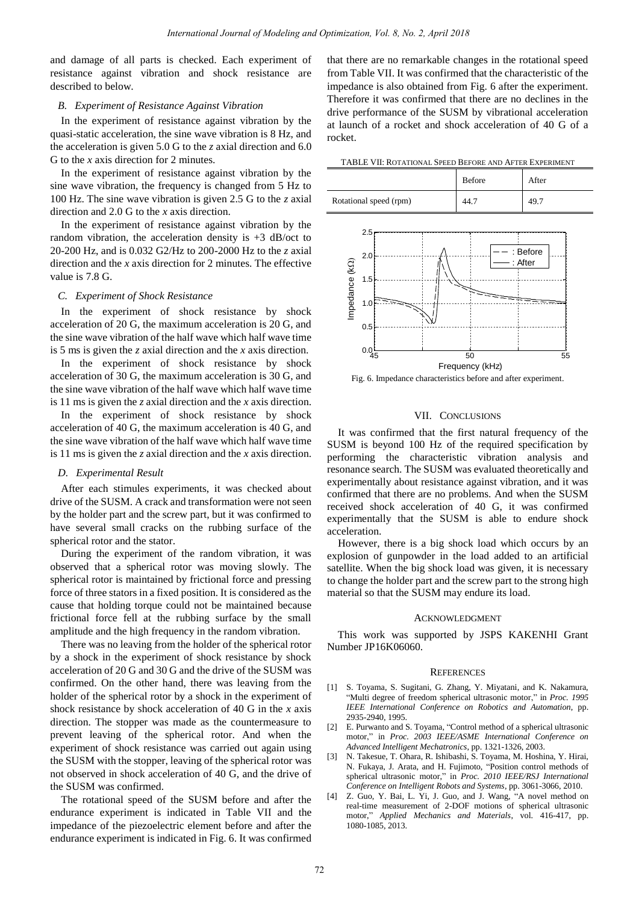and damage of all parts is checked. Each experiment of resistance against vibration and shock resistance are described to below.

### *B. Experiment of Resistance Against Vibration*

In the experiment of resistance against vibration by the quasi-static acceleration, the sine wave vibration is 8 Hz, and the acceleration is given 5.0 G to the *z* axial direction and 6.0 G to the *x* axis direction for 2 minutes.

In the experiment of resistance against vibration by the sine wave vibration, the frequency is changed from 5 Hz to 100 Hz. The sine wave vibration is given 2.5 G to the *z* axial direction and 2.0 G to the *x* axis direction.

In the experiment of resistance against vibration by the random vibration, the acceleration density is +3 dB/oct to 20-200 Hz, and is 0.032 G2/Hz to 200-2000 Hz to the *z* axial direction and the *x* axis direction for 2 minutes. The effective value is 7.8 G.

### *C. Experiment of Shock Resistance*

In the experiment of shock resistance by shock acceleration of 20 G, the maximum acceleration is 20 G, and the sine wave vibration of the half wave which half wave time is 5 ms is given the *z* axial direction and the *x* axis direction.

In the experiment of shock resistance by shock acceleration of 30 G, the maximum acceleration is 30 G, and the sine wave vibration of the half wave which half wave time is 11 ms is given the *z* axial direction and the *x* axis direction.

In the experiment of shock resistance by shock acceleration of 40 G, the maximum acceleration is 40 G, and the sine wave vibration of the half wave which half wave time is 11 ms is given the *z* axial direction and the *x* axis direction.

### *D. Experimental Result*

After each stimules experiments, it was checked about drive of the SUSM. A crack and transformation were not seen by the holder part and the screw part, but it was confirmed to have several small cracks on the rubbing surface of the spherical rotor and the stator.

During the experiment of the random vibration, it was observed that a spherical rotor was moving slowly. The spherical rotor is maintained by frictional force and pressing force of three stators in a fixed position. It is considered as the cause that holding torque could not be maintained because frictional force fell at the rubbing surface by the small amplitude and the high frequency in the random vibration.

There was no leaving from the holder of the spherical rotor by a shock in the experiment of shock resistance by shock acceleration of 20 G and 30 G and the drive of the SUSM was confirmed. On the other hand, there was leaving from the holder of the spherical rotor by a shock in the experiment of shock resistance by shock acceleration of 40 G in the *x* axis direction. The stopper was made as the countermeasure to prevent leaving of the spherical rotor. And when the experiment of shock resistance was carried out again using the SUSM with the stopper, leaving of the spherical rotor was not observed in shock acceleration of 40 G, and the drive of the SUSM was confirmed.

The rotational speed of the SUSM before and after the endurance experiment is indicated in Table VII and the impedance of the piezoelectric element before and after the endurance experiment is indicated in Fig. 6. It was confirmed that there are no remarkable changes in the rotational speed from Table VII. It was confirmed that the characteristic of the impedance is also obtained from Fig. 6 after the experiment. Therefore it was confirmed that there are no declines in the drive performance of the SUSM by vibrational acceleration at launch of a rocket and shock acceleration of 40 G of a rocket.

TABLE VII: ROTATIONAL SPEED BEFORE AND AFTER EXPERIMENT

| | Before | After |
|---|---|---|
| Rotational speed (rpm) | 44.7 | 49.7 |

Fig. 6. Impedance characteristics before and after experiment.

## VII. CONCLUSIONS

It was confirmed that the first natural frequency of the SUSM is beyond 100 Hz of the required specification by performing the characteristic vibration analysis and resonance search. The SUSM was evaluated theoretically and experimentally about resistance against vibration, and it was confirmed that there are no problems. And when the SUSM received shock acceleration of 40 G, it was confirmed experimentally that the SUSM is able to endure shock acceleration.

However, there is a big shock load which occurs by an explosion of gunpowder in the load added to an artificial satellite. When the big shock load was given, it is necessary to change the holder part and the screw part to the strong high material so that the SUSM may endure its load.

## ACKNOWLEDGMENT

This work was supported by JSPS KAKENHI Grant Number JP16K06060.

## REFERENCES

[1] S. Toyama, S. Sugitani, G. Zhang, Y. Miyatani, and K. Nakamura, "Multi degree of freedom spherical ultrasonic motor," in *Proc. 1995 IEEE International Conference on Robotics and Automation*, pp. 2935-2940, 1995.

[2] E. Purwanto and S. Toyama, "Control method of a spherical ultrasonic motor," in *Proc. 2003 IEEE/ASME International Conference on Advanced Intelligent Mechatronics*, pp. 1321-1326, 2003.

[3] N. Takesue, T. Ohara, R. Ishibashi, S. Toyama, M. Hoshina, Y. Hirai, N. Fukaya, J. Arata, and H. Fujimoto, "Position control methods of spherical ultrasonic motor," in *Proc. 2010 IEEE/RSJ International Conference on Intelligent Robots and Systems*, pp. 3061-3066, 2010.

[4] Z. Guo, Y. Bai, L. Yi, J. Guo, and J. Wang, "A novel method on real-time measurement of 2-DOF motions of spherical ultrasonic motor," *Applied Mechanics and Materials*, vol. 416-417, pp. 1080-1085, 2013.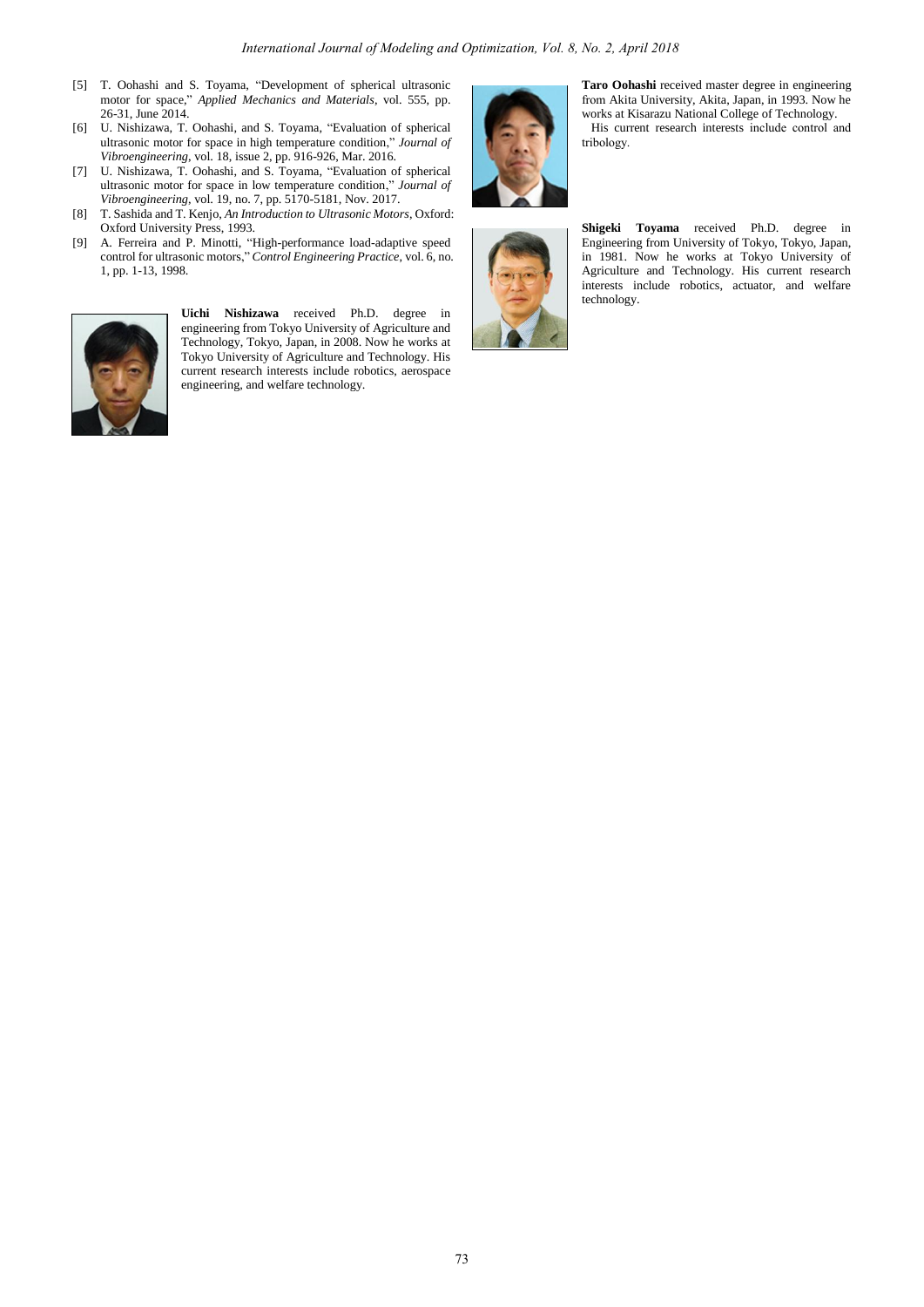[5] T. Oohashi and S. Toyama, "Development of spherical ultrasonic motor for space," *Applied Mechanics and Materials*, vol. 555, pp. 26-31, June 2014.

[6] U. Nishizawa, T. Oohashi, and S. Toyama, "Evaluation of spherical ultrasonic motor for space in high temperature condition," *Journal of Vibroengineering*, vol. 18, issue 2, pp. 916-926, Mar. 2016.

[7] U. Nishizawa, T. Oohashi, and S. Toyama, "Evaluation of spherical ultrasonic motor for space in low temperature condition," *Journal of Vibroengineering*, vol. 19, no. 7, pp. 5170-5181, Nov. 2017.

[8] T. Sashida and T. Kenjo, *An Introduction to Ultrasonic Motors*, Oxford: Oxford University Press, 1993.

[9] A. Ferreira and P. Minotti, "High-performance load-adaptive speed control for ultrasonic motors," *Control Engineering Practice*, vol. 6, no. 1, pp. 1-13, 1998.

**Uichi Nishizawa** received Ph.D. degree in engineering from Tokyo University of Agriculture and Technology, Tokyo, Japan, in 2008. Now he works at Tokyo University of Agriculture and Technology. His current research interests include robotics, aerospace engineering, and welfare technology.

**Taro Oohashi** received master degree in engineering from Akita University, Akita, Japan, in 1993. Now he works at Kisarazu National College of Technology.

His current research interests include control and tribology.

**Shigeki Toyama** received Ph.D. degree in Engineering from University of Tokyo, Tokyo, Japan, in 1981. Now he works at Tokyo University of Agriculture and Technology. His current research interests include robotics, actuator, and welfare technology.